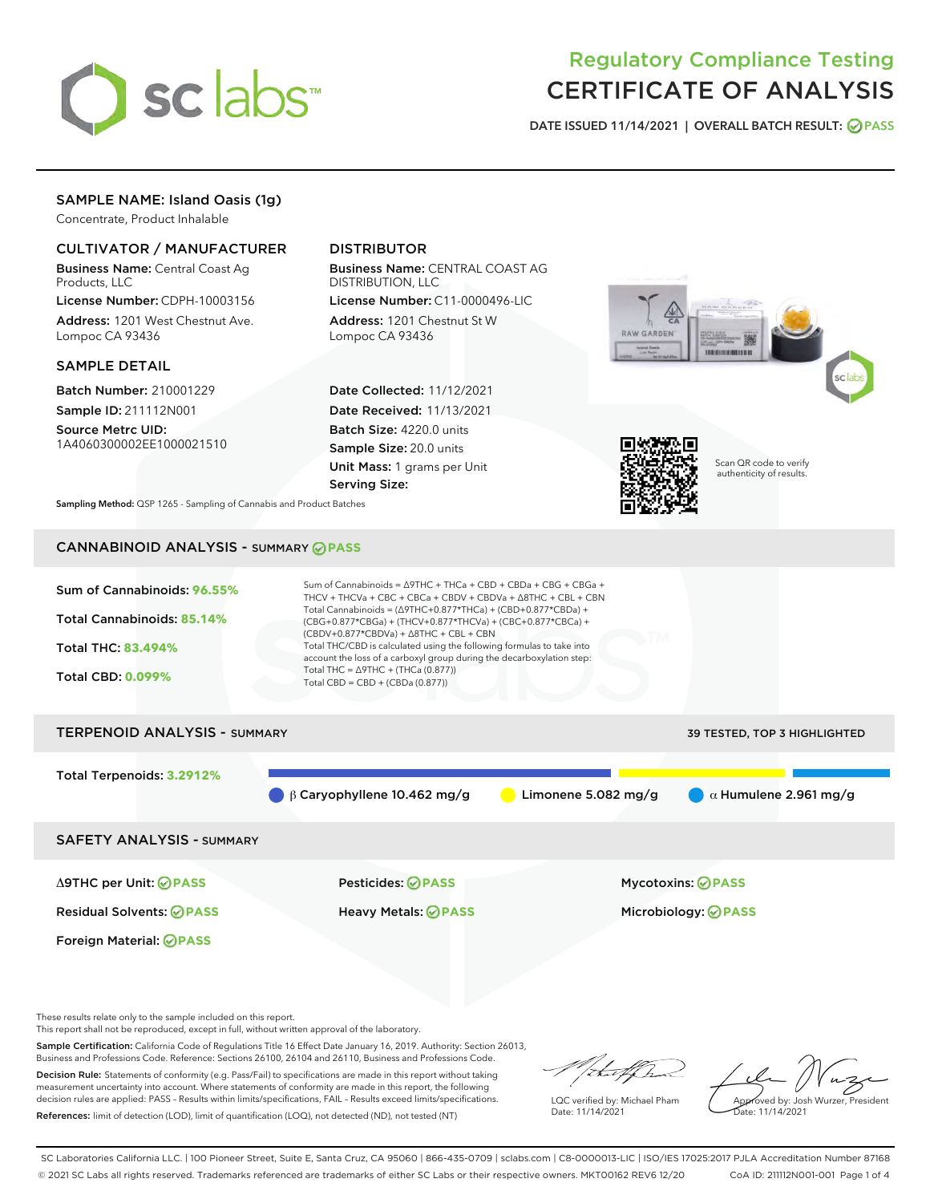# Regulatory Compliance Testing
# CERTIFICATE OF ANALYSIS

DATE ISSUED 11/14/2021 | OVERALL BATCH RESULT: PASS

## SAMPLE NAME: Island Oasis (1g)

Concentrate, Product Inhalable

### CULTIVATOR / MANUFACTURER

**Business Name:** Central Coast Ag Products, LLC

**License Number:** CDPH-10003156

**Address:** 1201 West Chestnut Ave. Lompoc CA 93436

### DISTRIBUTOR

**Business Name:** CENTRAL COAST AG DISTRIBUTION, LLC

**License Number:** C11-0000496-LIC

**Address:** 1201 Chestnut St W Lompoc CA 93436

### SAMPLE DETAIL

**Batch Number:** 210001229

**Sample ID:** 211112N001

**Source Metrc UID:** 1A4060300002EE1000021510

**Date Collected:** 11/12/2021

**Date Received:** 11/13/2021

**Batch Size:** 4220.0 units

**Sample Size:** 20.0 units

**Unit Mass:** 1 grams per Unit

**Serving Size:**

Scan QR code to verify authenticity of results.

**Sampling Method:** QSP 1265 - Sampling of Cannabis and Product Batches

## CANNABINOID ANALYSIS - SUMMARY PASS

Sum of Cannabinoids: **96.55%**

Total Cannabinoids: **85.14%**

Total THC: **83.494%**

Total CBD: **0.099%**

Sum of Cannabinoids = Δ9THC + THCa + CBD + CBDa + CBG + CBGa + THCV + THCVa + CBC + CBCa + CBDV + CBDVa + Δ8THC + CBL + CBN

Total Cannabinoids = (Δ9THC+0.877*THCa) + (CBD+0.877*CBDa) + (CBG+0.877*CBGa) + (THCV+0.877*THCVa) + (CBC+0.877*CBCa) + (CBDV+0.877*CBDVa) + Δ8THC + CBL + CBN

Total THC/CBD is calculated using the following formulas to take into account the loss of a carboxyl group during the decarboxylation step:

Total THC = Δ9THC + (THCa (0.877))

Total CBD = CBD + (CBDa (0.877))

## TERPENOID ANALYSIS - SUMMARY

39 TESTED, TOP 3 HIGHLIGHTED

Total Terpenoids: **3.2912%**

β Caryophyllene 10.462 mg/g | Limonene 5.082 mg/g | α Humulene 2.961 mg/g

## SAFETY ANALYSIS - SUMMARY

| | | |
|---|---|---|
| Δ9THC per Unit: PASS | Pesticides: PASS | Mycotoxins: PASS |
| Residual Solvents: PASS | Heavy Metals: PASS | Microbiology: PASS |
| Foreign Material: PASS | | |

These results relate only to the sample included on this report.
This report shall not be reproduced, except in full, without written approval of the laboratory.

**Sample Certification:** California Code of Regulations Title 16 Effect Date January 16, 2019. Authority: Section 26013, Business and Professions Code. Reference: Sections 26100, 26104 and 26110, Business and Professions Code.

**Decision Rule:** Statements of conformity (e.g. Pass/Fail) to specifications are made in this report without taking measurement uncertainty into account. Where statements of conformity are made in this report, the following decision rules are applied: PASS – Results within limits/specifications, FAIL – Results exceed limits/specifications.

**References:** limit of detection (LOD), limit of quantification (LOQ), not detected (ND), not tested (NT)

LQC verified by: Michael Pham
Date: 11/14/2021

Approved by: Josh Wurzer, President
Date: 11/14/2021

SC Laboratories California LLC. | 100 Pioneer Street, Suite E, Santa Cruz, CA 95060 | 866-435-0709 | sclabs.com | C8-0000013-LIC | ISO/IES 17025:2017 PJLA Accreditation Number 87168
© 2021 SC Labs all rights reserved. Trademarks referenced are trademarks of either SC Labs or their respective owners. MKT00162 REV6 12/20 CoA ID: 211112N001-001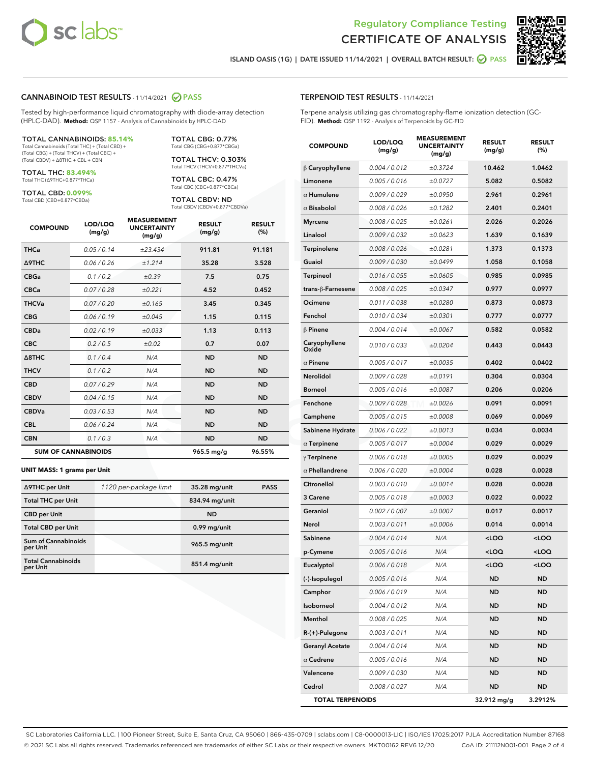Regulatory Compliance Testing
# CERTIFICATE OF ANALYSIS

ISLAND OASIS (1G) | DATE ISSUED 11/14/2021 | OVERALL BATCH RESULT: PASS

## CANNABINOID TEST RESULTS - 11/14/2021 PASS

Tested by high-performance liquid chromatography with diode-array detection (HPLC-DAD). **Method:** QSP 1157 - Analysis of Cannabinoids by HPLC-DAD

**TOTAL CANNABINOIDS: 85.14%**
Total Cannabinoids (Total THC) + (Total CBD) + (Total CBG) + (Total THCV) + (Total CBC) + (Total CBDV) + ∆8THC + CBL + CBN

**TOTAL THC: 83.494%**
Total THC (∆9THC+0.877*THCa)

**TOTAL CBD: 0.099%**
Total CBD (CBD+0.877*CBDa)

**TOTAL CBG: 0.77%**
Total CBG (CBG+0.877*CBGa)

**TOTAL THCV: 0.303%**
Total THCV (THCV+0.877*THCVa)

**TOTAL CBC: 0.47%**
Total CBC (CBC+0.877*CBCa)

**TOTAL CBDV: ND**
Total CBDV (CBDV+0.877*CBDVa)

| COMPOUND | LOD/LOQ (mg/g) | MEASUREMENT UNCERTAINTY (mg/g) | RESULT (mg/g) | RESULT (%) |
|---|---|---|---|---|
| THCa | 0.05 / 0.14 | ±23.434 | 911.81 | 91.181 |
| Δ9THC | 0.06 / 0.26 | ±1.214 | 35.28 | 3.528 |
| CBGa | 0.1 / 0.2 | ±0.39 | 7.5 | 0.75 |
| CBCa | 0.07 / 0.28 | ±0.221 | 4.52 | 0.452 |
| THCVa | 0.07 / 0.20 | ±0.165 | 3.45 | 0.345 |
| CBG | 0.06 / 0.19 | ±0.045 | 1.15 | 0.115 |
| CBDa | 0.02 / 0.19 | ±0.033 | 1.13 | 0.113 |
| CBC | 0.2 / 0.5 | ±0.02 | 0.7 | 0.07 |
| Δ8THC | 0.1 / 0.4 | N/A | ND | ND |
| THCV | 0.1 / 0.2 | N/A | ND | ND |
| CBD | 0.07 / 0.29 | N/A | ND | ND |
| CBDV | 0.04 / 0.15 | N/A | ND | ND |
| CBDVa | 0.03 / 0.53 | N/A | ND | ND |
| CBL | 0.06 / 0.24 | N/A | ND | ND |
| CBN | 0.1 / 0.3 | N/A | ND | ND |
| **SUM OF CANNABINOIDS** | | | **965.5 mg/g** | **96.55%** |

**UNIT MASS: 1 grams per Unit**

| | | | |
|---|---|---|---|
| Δ9THC per Unit | 1120 per-package limit | 35.28 mg/unit | PASS |
| Total THC per Unit | | 834.94 mg/unit | |
| CBD per Unit | | ND | |
| Total CBD per Unit | | 0.99 mg/unit | |
| Sum of Cannabinoids per Unit | | 965.5 mg/unit | |
| Total Cannabinoids per Unit | | 851.4 mg/unit | |

## TERPENOID TEST RESULTS - 11/14/2021

Terpene analysis utilizing gas chromatography-flame ionization detection (GC-FID). **Method:** QSP 1192 - Analysis of Terpenoids by GC-FID

| COMPOUND | LOD/LOQ (mg/g) | MEASUREMENT UNCERTAINTY (mg/g) | RESULT (mg/g) | RESULT (%) |
|---|---|---|---|---|
| β Caryophyllene | 0.004 / 0.012 | ±0.3724 | 10.462 | 1.0462 |
| Limonene | 0.005 / 0.016 | ±0.0727 | 5.082 | 0.5082 |
| α Humulene | 0.009 / 0.029 | ±0.0950 | 2.961 | 0.2961 |
| α Bisabolol | 0.008 / 0.026 | ±0.1282 | 2.401 | 0.2401 |
| Myrcene | 0.008 / 0.025 | ±0.0261 | 2.026 | 0.2026 |
| Linalool | 0.009 / 0.032 | ±0.0623 | 1.639 | 0.1639 |
| Terpinolene | 0.008 / 0.026 | ±0.0281 | 1.373 | 0.1373 |
| Guaiol | 0.009 / 0.030 | ±0.0499 | 1.058 | 0.1058 |
| Terpineol | 0.016 / 0.055 | ±0.0605 | 0.985 | 0.0985 |
| trans-β-Farnesene | 0.008 / 0.025 | ±0.0347 | 0.977 | 0.0977 |
| Ocimene | 0.011 / 0.038 | ±0.0280 | 0.873 | 0.0873 |
| Fenchol | 0.010 / 0.034 | ±0.0301 | 0.777 | 0.0777 |
| β Pinene | 0.004 / 0.014 | ±0.0067 | 0.582 | 0.0582 |
| Caryophyllene Oxide | 0.010 / 0.033 | ±0.0204 | 0.443 | 0.0443 |
| α Pinene | 0.005 / 0.017 | ±0.0035 | 0.402 | 0.0402 |
| Nerolidol | 0.009 / 0.028 | ±0.0191 | 0.304 | 0.0304 |
| Borneol | 0.005 / 0.016 | ±0.0087 | 0.206 | 0.0206 |
| Fenchone | 0.009 / 0.028 | ±0.0026 | 0.091 | 0.0091 |
| Camphene | 0.005 / 0.015 | ±0.0008 | 0.069 | 0.0069 |
| Sabinene Hydrate | 0.006 / 0.022 | ±0.0013 | 0.034 | 0.0034 |
| α Terpinene | 0.005 / 0.017 | ±0.0004 | 0.029 | 0.0029 |
| γ Terpinene | 0.006 / 0.018 | ±0.0005 | 0.029 | 0.0029 |
| α Phellandrene | 0.006 / 0.020 | ±0.0004 | 0.028 | 0.0028 |
| Citronellol | 0.003 / 0.010 | ±0.0014 | 0.028 | 0.0028 |
| 3 Carene | 0.005 / 0.018 | ±0.0003 | 0.022 | 0.0022 |
| Geraniol | 0.002 / 0.007 | ±0.0007 | 0.017 | 0.0017 |
| Nerol | 0.003 / 0.011 | ±0.0006 | 0.014 | 0.0014 |
| Sabinene | 0.004 / 0.014 | N/A | <LOQ | <LOQ |
| p-Cymene | 0.005 / 0.016 | N/A | <LOQ | <LOQ |
| Eucalyptol | 0.006 / 0.018 | N/A | <LOQ | <LOQ |
| (-)-Isopulegol | 0.005 / 0.016 | N/A | ND | ND |
| Camphor | 0.006 / 0.019 | N/A | ND | ND |
| Isoborneol | 0.004 / 0.012 | N/A | ND | ND |
| Menthol | 0.008 / 0.025 | N/A | ND | ND |
| R-(+)-Pulegone | 0.003 / 0.011 | N/A | ND | ND |
| Geranyl Acetate | 0.004 / 0.014 | N/A | ND | ND |
| α Cedrene | 0.005 / 0.016 | N/A | ND | ND |
| Valencene | 0.009 / 0.030 | N/A | ND | ND |
| Cedrol | 0.008 / 0.027 | N/A | ND | ND |
| **TOTAL TERPENOIDS** | | | **32.912 mg/g** | **3.2912%** |

SC Laboratories California LLC. | 100 Pioneer Street, Suite E, Santa Cruz, CA 95060 | 866-435-0709 | sclabs.com | C8-0000013-LIC | ISO/IES 17025:2017 PJLA Accreditation Number 87168
© 2021 SC Labs all rights reserved. Trademarks referenced are trademarks of either SC Labs or their respective owners. MKT00162 REV6 12/20 CoA ID: 211112N001-001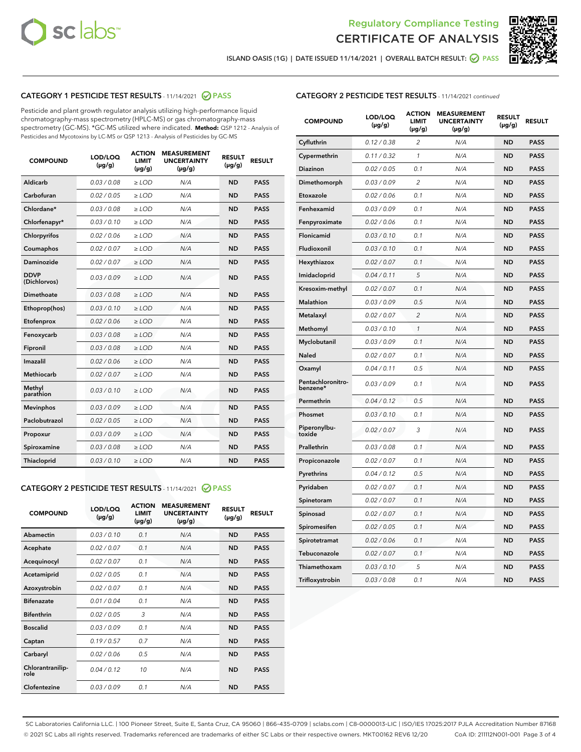Regulatory Compliance Testing
CERTIFICATE OF ANALYSIS

ISLAND OASIS (1G) | DATE ISSUED 11/14/2021 | OVERALL BATCH RESULT: PASS

## CATEGORY 1 PESTICIDE TEST RESULTS - 11/14/2021 PASS

Pesticide and plant growth regulator analysis utilizing high-performance liquid chromatography-mass spectrometry (HPLC-MS) or gas chromatography-mass spectrometry (GC-MS). *GC-MS utilized where indicated. **Method:** QSP 1212 - Analysis of Pesticides and Mycotoxins by LC-MS or QSP 1213 - Analysis of Pesticides by GC-MS

| COMPOUND | LOD/LOQ (µg/g) | ACTION LIMIT (µg/g) | MEASUREMENT UNCERTAINTY (µg/g) | RESULT (µg/g) | RESULT |
|---|---|---|---|---|---|
| Aldicarb | 0.03 / 0.08 | ≥ LOD | N/A | ND | PASS |
| Carbofuran | 0.02 / 0.05 | ≥ LOD | N/A | ND | PASS |
| Chlordane* | 0.03 / 0.08 | ≥ LOD | N/A | ND | PASS |
| Chlorfenapyr* | 0.03 / 0.10 | ≥ LOD | N/A | ND | PASS |
| Chlorpyrifos | 0.02 / 0.06 | ≥ LOD | N/A | ND | PASS |
| Coumaphos | 0.02 / 0.07 | ≥ LOD | N/A | ND | PASS |
| Daminozide | 0.02 / 0.07 | ≥ LOD | N/A | ND | PASS |
| DDVP (Dichlorvos) | 0.03 / 0.09 | ≥ LOD | N/A | ND | PASS |
| Dimethoate | 0.03 / 0.08 | ≥ LOD | N/A | ND | PASS |
| Ethoprop(hos) | 0.03 / 0.10 | ≥ LOD | N/A | ND | PASS |
| Etofenprox | 0.02 / 0.06 | ≥ LOD | N/A | ND | PASS |
| Fenoxycarb | 0.03 / 0.08 | ≥ LOD | N/A | ND | PASS |
| Fipronil | 0.03 / 0.08 | ≥ LOD | N/A | ND | PASS |
| Imazalil | 0.02 / 0.06 | ≥ LOD | N/A | ND | PASS |
| Methiocarb | 0.02 / 0.07 | ≥ LOD | N/A | ND | PASS |
| Methyl parathion | 0.03 / 0.10 | ≥ LOD | N/A | ND | PASS |
| Mevinphos | 0.03 / 0.09 | ≥ LOD | N/A | ND | PASS |
| Paclobutrazol | 0.02 / 0.05 | ≥ LOD | N/A | ND | PASS |
| Propoxur | 0.03 / 0.09 | ≥ LOD | N/A | ND | PASS |
| Spiroxamine | 0.03 / 0.08 | ≥ LOD | N/A | ND | PASS |
| Thiacloprid | 0.03 / 0.10 | ≥ LOD | N/A | ND | PASS |

## CATEGORY 2 PESTICIDE TEST RESULTS - 11/14/2021 PASS

| COMPOUND | LOD/LOQ (µg/g) | ACTION LIMIT (µg/g) | MEASUREMENT UNCERTAINTY (µg/g) | RESULT (µg/g) | RESULT |
|---|---|---|---|---|---|
| Abamectin | 0.03 / 0.10 | 0.1 | N/A | ND | PASS |
| Acephate | 0.02 / 0.07 | 0.1 | N/A | ND | PASS |
| Acequinocyl | 0.02 / 0.07 | 0.1 | N/A | ND | PASS |
| Acetamiprid | 0.02 / 0.05 | 0.1 | N/A | ND | PASS |
| Azoxystrobin | 0.02 / 0.07 | 0.1 | N/A | ND | PASS |
| Bifenazate | 0.01 / 0.04 | 0.1 | N/A | ND | PASS |
| Bifenthrin | 0.02 / 0.05 | 3 | N/A | ND | PASS |
| Boscalid | 0.03 / 0.09 | 0.1 | N/A | ND | PASS |
| Captan | 0.19 / 0.57 | 0.7 | N/A | ND | PASS |
| Carbaryl | 0.02 / 0.06 | 0.5 | N/A | ND | PASS |
| Chlorantraniliprole | 0.04 / 0.12 | 10 | N/A | ND | PASS |
| Clofentezine | 0.03 / 0.09 | 0.1 | N/A | ND | PASS |
| Cyfluthrin | 0.12 / 0.38 | 2 | N/A | ND | PASS |
| Cypermethrin | 0.11 / 0.32 | 1 | N/A | ND | PASS |
| Diazinon | 0.02 / 0.05 | 0.1 | N/A | ND | PASS |
| Dimethomorph | 0.03 / 0.09 | 2 | N/A | ND | PASS |
| Etoxazole | 0.02 / 0.06 | 0.1 | N/A | ND | PASS |
| Fenhexamid | 0.03 / 0.09 | 0.1 | N/A | ND | PASS |
| Fenpyroximate | 0.02 / 0.06 | 0.1 | N/A | ND | PASS |
| Flonicamid | 0.03 / 0.10 | 0.1 | N/A | ND | PASS |
| Fludioxonil | 0.03 / 0.10 | 0.1 | N/A | ND | PASS |
| Hexythiazox | 0.02 / 0.07 | 0.1 | N/A | ND | PASS |
| Imidacloprid | 0.04 / 0.11 | 5 | N/A | ND | PASS |
| Kresoxim-methyl | 0.02 / 0.07 | 0.1 | N/A | ND | PASS |
| Malathion | 0.03 / 0.09 | 0.5 | N/A | ND | PASS |
| Metalaxyl | 0.02 / 0.07 | 2 | N/A | ND | PASS |
| Methomyl | 0.03 / 0.10 | 1 | N/A | ND | PASS |
| Myclobutanil | 0.03 / 0.09 | 0.1 | N/A | ND | PASS |
| Naled | 0.02 / 0.07 | 0.1 | N/A | ND | PASS |
| Oxamyl | 0.04 / 0.11 | 0.5 | N/A | ND | PASS |
| Pentachloronitrobenzene* | 0.03 / 0.09 | 0.1 | N/A | ND | PASS |
| Permethrin | 0.04 / 0.12 | 0.5 | N/A | ND | PASS |
| Phosmet | 0.03 / 0.10 | 0.1 | N/A | ND | PASS |
| Piperonylbutoxide | 0.02 / 0.07 | 3 | N/A | ND | PASS |
| Prallethrin | 0.03 / 0.08 | 0.1 | N/A | ND | PASS |
| Propiconazole | 0.02 / 0.07 | 0.1 | N/A | ND | PASS |
| Pyrethrins | 0.04 / 0.12 | 0.5 | N/A | ND | PASS |
| Pyridaben | 0.02 / 0.07 | 0.1 | N/A | ND | PASS |
| Spinetoram | 0.02 / 0.07 | 0.1 | N/A | ND | PASS |
| Spinosad | 0.02 / 0.07 | 0.1 | N/A | ND | PASS |
| Spiromesifen | 0.02 / 0.05 | 0.1 | N/A | ND | PASS |
| Spirotetramat | 0.02 / 0.06 | 0.1 | N/A | ND | PASS |
| Tebuconazole | 0.02 / 0.07 | 0.1 | N/A | ND | PASS |
| Thiamethoxam | 0.03 / 0.10 | 5 | N/A | ND | PASS |
| Trifloxystrobin | 0.03 / 0.08 | 0.1 | N/A | ND | PASS |

SC Laboratories California LLC. | 100 Pioneer Street, Suite E, Santa Cruz, CA 95060 | 866-435-0709 | sclabs.com | C8-0000013-LIC | ISO/IES 17025:2017 PJLA Accreditation Number 87168
© 2021 SC Labs all rights reserved. Trademarks referenced are trademarks of either SC Labs or their respective owners. MKT00162 REV6 12/20 CoA ID: 211112N001-001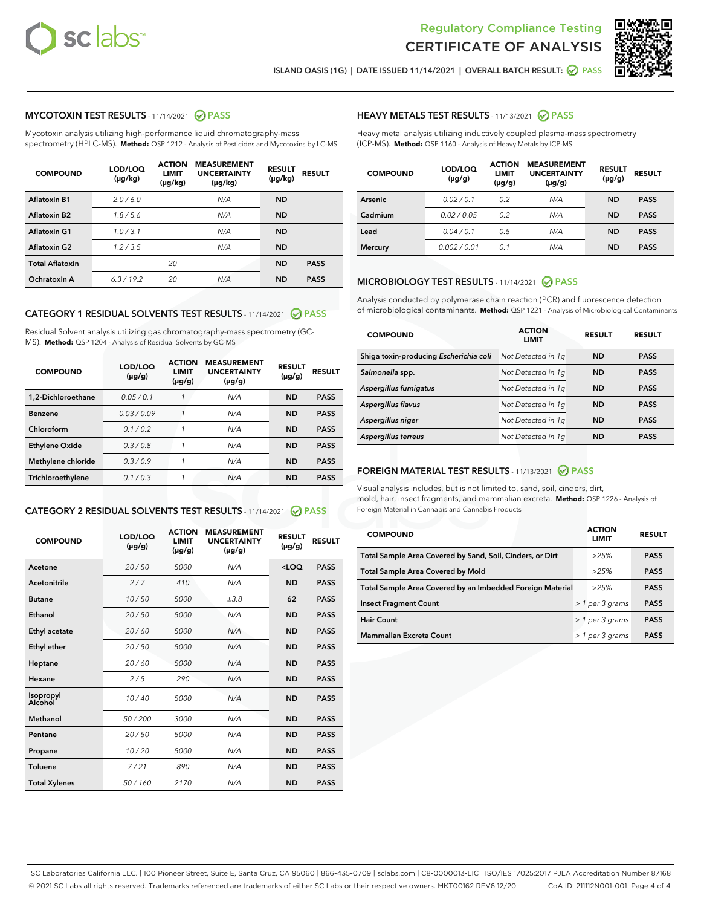# Regulatory Compliance Testing
# CERTIFICATE OF ANALYSIS

ISLAND OASIS (1G) | DATE ISSUED 11/14/2021 | OVERALL BATCH RESULT: PASS

## MYCOTOXIN TEST RESULTS - 11/14/2021 PASS

Mycotoxin analysis utilizing high-performance liquid chromatography-mass spectrometry (HPLC-MS). **Method:** QSP 1212 - Analysis of Pesticides and Mycotoxins by LC-MS

| COMPOUND | LOD/LOQ (µg/kg) | ACTION LIMIT (µg/kg) | MEASUREMENT UNCERTAINTY (µg/kg) | RESULT (µg/kg) | RESULT |
|---|---|---|---|---|---|
| Aflatoxin B1 | 2.0 / 6.0 | | N/A | ND | |
| Aflatoxin B2 | 1.8 / 5.6 | | N/A | ND | |
| Aflatoxin G1 | 1.0 / 3.1 | | N/A | ND | |
| Aflatoxin G2 | 1.2 / 3.5 | | N/A | ND | |
| Total Aflatoxin | | 20 | | ND | PASS |
| Ochratoxin A | 6.3 / 19.2 | 20 | N/A | ND | PASS |

## CATEGORY 1 RESIDUAL SOLVENTS TEST RESULTS - 11/14/2021 PASS

Residual Solvent analysis utilizing gas chromatography-mass spectrometry (GC-MS). **Method:** QSP 1204 - Analysis of Residual Solvents by GC-MS

| COMPOUND | LOD/LOQ (µg/g) | ACTION LIMIT (µg/g) | MEASUREMENT UNCERTAINTY (µg/g) | RESULT (µg/g) | RESULT |
|---|---|---|---|---|---|
| 1,2-Dichloroethane | 0.05 / 0.1 | 1 | N/A | ND | PASS |
| Benzene | 0.03 / 0.09 | 1 | N/A | ND | PASS |
| Chloroform | 0.1 / 0.2 | 1 | N/A | ND | PASS |
| Ethylene Oxide | 0.3 / 0.8 | 1 | N/A | ND | PASS |
| Methylene chloride | 0.3 / 0.9 | 1 | N/A | ND | PASS |
| Trichloroethylene | 0.1 / 0.3 | 1 | N/A | ND | PASS |

## CATEGORY 2 RESIDUAL SOLVENTS TEST RESULTS - 11/14/2021 PASS

| COMPOUND | LOD/LOQ (µg/g) | ACTION LIMIT (µg/g) | MEASUREMENT UNCERTAINTY (µg/g) | RESULT (µg/g) | RESULT |
|---|---|---|---|---|---|
| Acetone | 20 / 50 | 5000 | N/A | <LOQ | PASS |
| Acetonitrile | 2 / 7 | 410 | N/A | ND | PASS |
| Butane | 10 / 50 | 5000 | ±3.8 | 62 | PASS |
| Ethanol | 20 / 50 | 5000 | N/A | ND | PASS |
| Ethyl acetate | 20 / 60 | 5000 | N/A | ND | PASS |
| Ethyl ether | 20 / 50 | 5000 | N/A | ND | PASS |
| Heptane | 20 / 60 | 5000 | N/A | ND | PASS |
| Hexane | 2 / 5 | 290 | N/A | ND | PASS |
| Isopropyl Alcohol | 10 / 40 | 5000 | N/A | ND | PASS |
| Methanol | 50 / 200 | 3000 | N/A | ND | PASS |
| Pentane | 20 / 50 | 5000 | N/A | ND | PASS |
| Propane | 10 / 20 | 5000 | N/A | ND | PASS |
| Toluene | 7 / 21 | 890 | N/A | ND | PASS |
| Total Xylenes | 50 / 160 | 2170 | N/A | ND | PASS |

## HEAVY METALS TEST RESULTS - 11/13/2021 PASS

Heavy metal analysis utilizing inductively coupled plasma-mass spectrometry (ICP-MS). **Method:** QSP 1160 - Analysis of Heavy Metals by ICP-MS

| COMPOUND | LOD/LOQ (µg/g) | ACTION LIMIT (µg/g) | MEASUREMENT UNCERTAINTY (µg/g) | RESULT (µg/g) | RESULT |
|---|---|---|---|---|---|
| Arsenic | 0.02 / 0.1 | 0.2 | N/A | ND | PASS |
| Cadmium | 0.02 / 0.05 | 0.2 | N/A | ND | PASS |
| Lead | 0.04 / 0.1 | 0.5 | N/A | ND | PASS |
| Mercury | 0.002 / 0.01 | 0.1 | N/A | ND | PASS |

## MICROBIOLOGY TEST RESULTS - 11/14/2021 PASS

Analysis conducted by polymerase chain reaction (PCR) and fluorescence detection of microbiological contaminants. **Method:** QSP 1221 - Analysis of Microbiological Contaminants

| COMPOUND | ACTION LIMIT | RESULT | RESULT |
|---|---|---|---|
| Shiga toxin-producing *Escherichia coli* | Not Detected in 1g | ND | PASS |
| *Salmonella* spp. | Not Detected in 1g | ND | PASS |
| *Aspergillus fumigatus* | Not Detected in 1g | ND | PASS |
| *Aspergillus flavus* | Not Detected in 1g | ND | PASS |
| *Aspergillus niger* | Not Detected in 1g | ND | PASS |
| *Aspergillus terreus* | Not Detected in 1g | ND | PASS |

## FOREIGN MATERIAL TEST RESULTS - 11/13/2021 PASS

Visual analysis includes, but is not limited to, sand, soil, cinders, dirt, mold, hair, insect fragments, and mammalian excreta. **Method:** QSP 1226 - Analysis of Foreign Material in Cannabis and Cannabis Products

| COMPOUND | ACTION LIMIT | RESULT |
|---|---|---|
| Total Sample Area Covered by Sand, Soil, Cinders, or Dirt | >25% | PASS |
| Total Sample Area Covered by Mold | >25% | PASS |
| Total Sample Area Covered by an Imbedded Foreign Material | >25% | PASS |
| Insect Fragment Count | > 1 per 3 grams | PASS |
| Hair Count | > 1 per 3 grams | PASS |
| Mammalian Excreta Count | > 1 per 3 grams | PASS |

SC Laboratories California LLC. | 100 Pioneer Street, Suite E, Santa Cruz, CA 95060 | 866-435-0709 | sclabs.com | C8-0000013-LIC | ISO/IES 17025:2017 PJLA Accreditation Number 87168
© 2021 SC Labs all rights reserved. Trademarks referenced are trademarks of either SC Labs or their respective owners. MKT00162 REV6 12/20 CoA ID: 211112N001-001